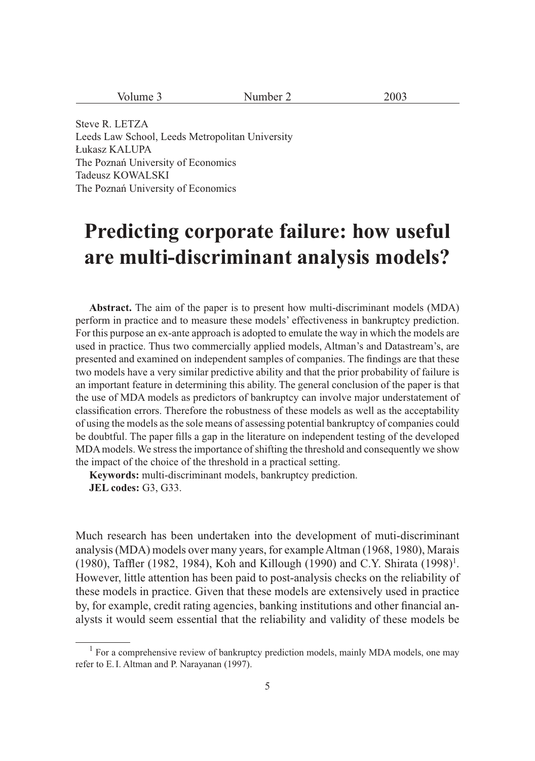Steve R. LETZA  
Leeds Law School, Leeds Metropolitan University  
Łukasz KALUPA  
The Poznań University of Economics  
Tadeusz KOWALSKI  
The Poznań University of Economics

# Predicting corporate failure: how useful are multi-discriminant analysis models?

**Abstract.** The aim of the paper is to present how multi-discriminant models (MDA) perform in practice and to measure these models' effectiveness in bankruptcy prediction. For this purpose an ex-ante approach is adopted to emulate the way in which the models are used in practice. Thus two commercially applied models, Altman's and Datastream's, are presented and examined on independent samples of companies. The findings are that these two models have a very similar predictive ability and that the prior probability of failure is an important feature in determining this ability. The general conclusion of the paper is that the use of MDA models as predictors of bankruptcy can involve major understatement of classification errors. Therefore the robustness of these models as well as the acceptability of using the models as the sole means of assessing potential bankruptcy of companies could be doubtful. The paper fills a gap in the literature on independent testing of the developed MDA models. We stress the importance of shifting the threshold and consequently we show the impact of the choice of the threshold in a practical setting.

**Keywords:** multi-discriminant models, bankruptcy prediction.

**JEL codes:** G3, G33.

Much research has been undertaken into the development of muti-discriminant analysis (MDA) models over many years, for example Altman (1968, 1980), Marais (1980), Taffler (1982, 1984), Koh and Killough (1990) and C.Y. Shirata (1998)[1]. However, little attention has been paid to post-analysis checks on the reliability of these models in practice. Given that these models are extensively used in practice by, for example, credit rating agencies, banking institutions and other financial analysts it would seem essential that the reliability and validity of these models be

[1] For a comprehensive review of bankruptcy prediction models, mainly MDA models, one may refer to E. I. Altman and P. Narayanan (1997).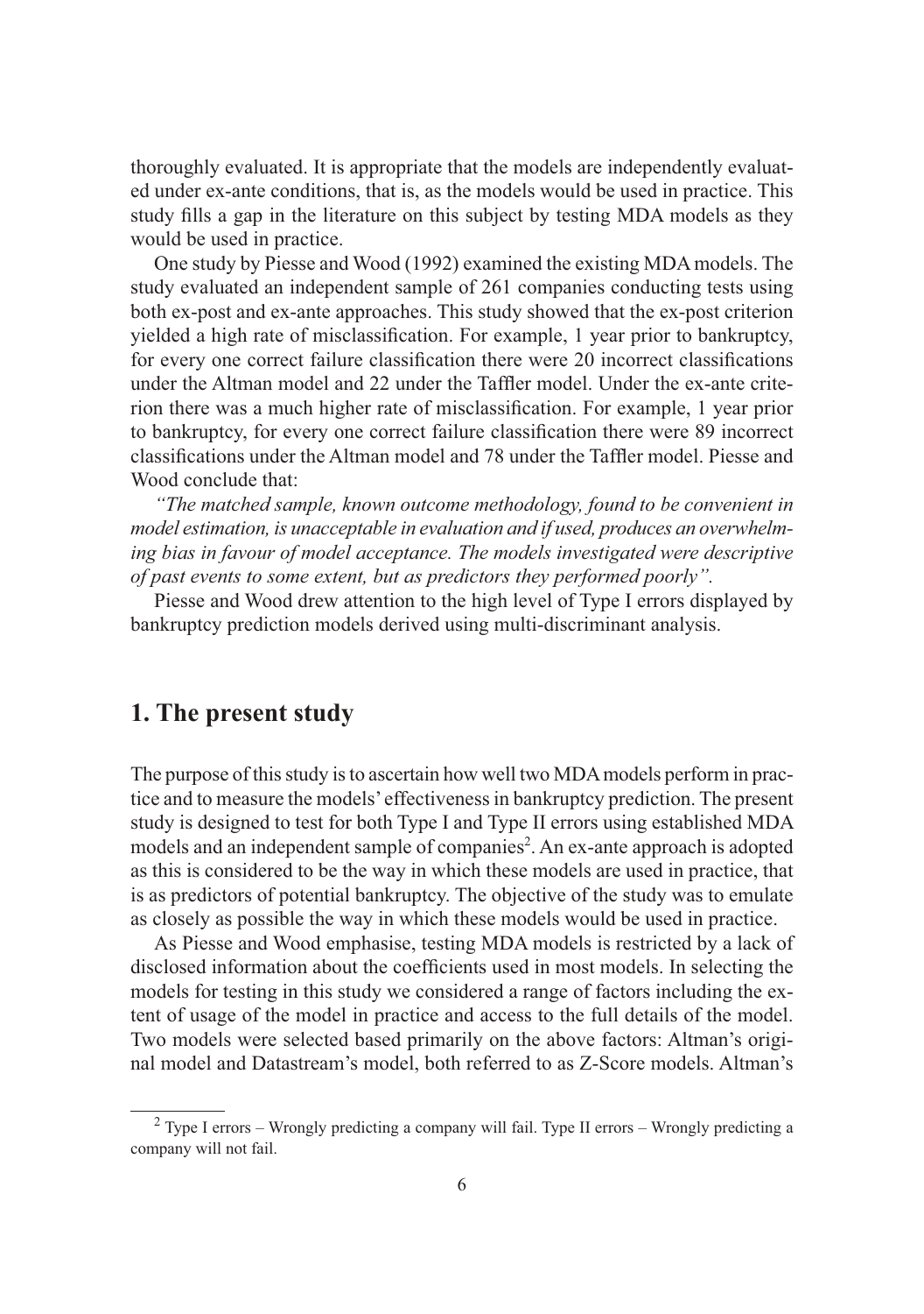thoroughly evaluated. It is appropriate that the models are independently evaluated under ex-ante conditions, that is, as the models would be used in practice. This study fills a gap in the literature on this subject by testing MDA models as they would be used in practice.

One study by Piesse and Wood (1992) examined the existing MDA models. The study evaluated an independent sample of 261 companies conducting tests using both ex-post and ex-ante approaches. This study showed that the ex-post criterion yielded a high rate of misclassification. For example, 1 year prior to bankruptcy, for every one correct failure classification there were 20 incorrect classifications under the Altman model and 22 under the Taffler model. Under the ex-ante criterion there was a much higher rate of misclassification. For example, 1 year prior to bankruptcy, for every one correct failure classification there were 89 incorrect classifications under the Altman model and 78 under the Taffler model. Piesse and Wood conclude that:

*"The matched sample, known outcome methodology, found to be convenient in model estimation, is unacceptable in evaluation and if used, produces an overwhelming bias in favour of model acceptance. The models investigated were descriptive of past events to some extent, but as predictors they performed poorly".*

Piesse and Wood drew attention to the high level of Type I errors displayed by bankruptcy prediction models derived using multi-discriminant analysis.

## 1. The present study

The purpose of this study is to ascertain how well two MDA models perform in practice and to measure the models' effectiveness in bankruptcy prediction. The present study is designed to test for both Type I and Type II errors using established MDA models and an independent sample of companies[2]. An ex-ante approach is adopted as this is considered to be the way in which these models are used in practice, that is as predictors of potential bankruptcy. The objective of the study was to emulate as closely as possible the way in which these models would be used in practice.

As Piesse and Wood emphasise, testing MDA models is restricted by a lack of disclosed information about the coefficients used in most models. In selecting the models for testing in this study we considered a range of factors including the extent of usage of the model in practice and access to the full details of the model. Two models were selected based primarily on the above factors: Altman's original model and Datastream's model, both referred to as Z-Score models. Altman's

[2] Type I errors – Wrongly predicting a company will fail. Type II errors – Wrongly predicting a company will not fail.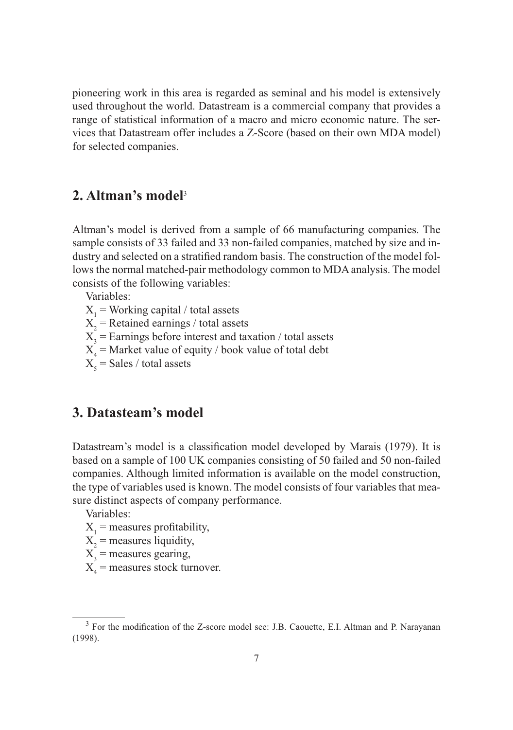pioneering work in this area is regarded as seminal and his model is extensively used throughout the world. Datastream is a commercial company that provides a range of statistical information of a macro and micro economic nature. The services that Datastream offer includes a Z-Score (based on their own MDA model) for selected companies.

## 2. Altman's model[3]

Altman's model is derived from a sample of 66 manufacturing companies. The sample consists of 33 failed and 33 non-failed companies, matched by size and industry and selected on a stratified random basis. The construction of the model follows the normal matched-pair methodology common to MDA analysis. The model consists of the following variables:

Variables:

$X_1$ = Working capital / total assets  
$X_2$ = Retained earnings / total assets  
$X_3$ = Earnings before interest and taxation / total assets  
$X_4$ = Market value of equity / book value of total debt  
$X_5$ = Sales / total assets

## 3. Datasteam's model

Datastream's model is a classification model developed by Marais (1979). It is based on a sample of 100 UK companies consisting of 50 failed and 50 non-failed companies. Although limited information is available on the model construction, the type of variables used is known. The model consists of four variables that measure distinct aspects of company performance.

Variables:

$X_1$ = measures profitability,  
$X_2$ = measures liquidity,  
$X_3$ = measures gearing,  
$X_4$ = measures stock turnover.

---

[3] For the modification of the Z-score model see: J.B. Caouette, E.I. Altman and P. Narayanan (1998).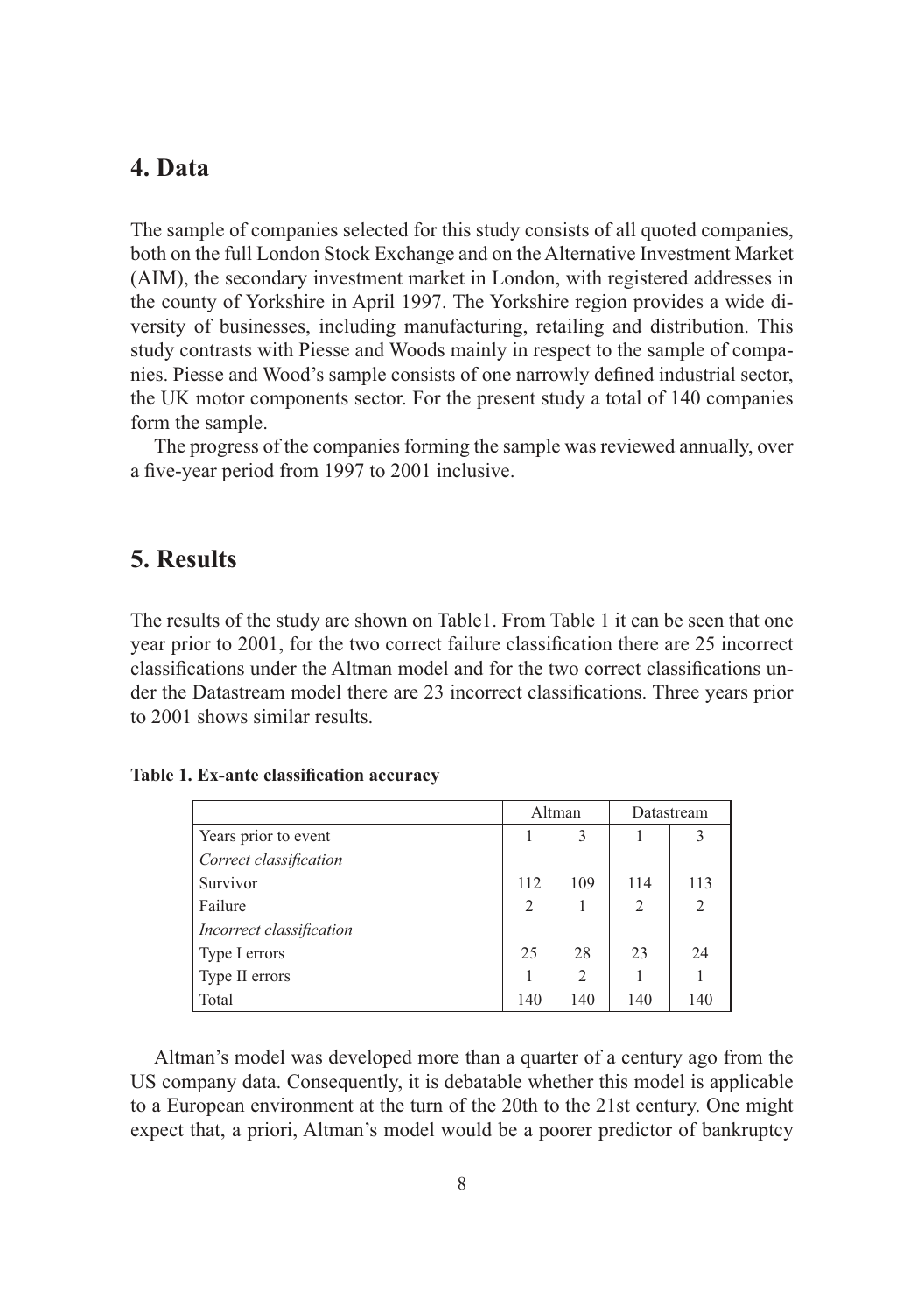## 4. Data

The sample of companies selected for this study consists of all quoted companies, both on the full London Stock Exchange and on the Alternative Investment Market (AIM), the secondary investment market in London, with registered addresses in the county of Yorkshire in April 1997. The Yorkshire region provides a wide diversity of businesses, including manufacturing, retailing and distribution. This study contrasts with Piesse and Woods mainly in respect to the sample of companies. Piesse and Wood's sample consists of one narrowly defined industrial sector, the UK motor components sector. For the present study a total of 140 companies form the sample.

The progress of the companies forming the sample was reviewed annually, over a five-year period from 1997 to 2001 inclusive.

## 5. Results

The results of the study are shown on Table1. From Table 1 it can be seen that one year prior to 2001, for the two correct failure classification there are 25 incorrect classifications under the Altman model and for the two correct classifications under the Datastream model there are 23 incorrect classifications. Three years prior to 2001 shows similar results.

**Table 1. Ex-ante classification accuracy**

| | Altman | | Datastream | |
|---|---|---|---|---|
| Years prior to event | 1 | 3 | 1 | 3 |
| *Correct classification* | | | | |
| Survivor | 112 | 109 | 114 | 113 |
| Failure | 2 | 1 | 2 | 2 |
| *Incorrect classification* | | | | |
| Type I errors | 25 | 28 | 23 | 24 |
| Type II errors | 1 | 2 | 1 | 1 |
| Total | 140 | 140 | 140 | 140 |

Altman's model was developed more than a quarter of a century ago from the US company data. Consequently, it is debatable whether this model is applicable to a European environment at the turn of the 20th to the 21st century. One might expect that, a priori, Altman's model would be a poorer predictor of bankruptcy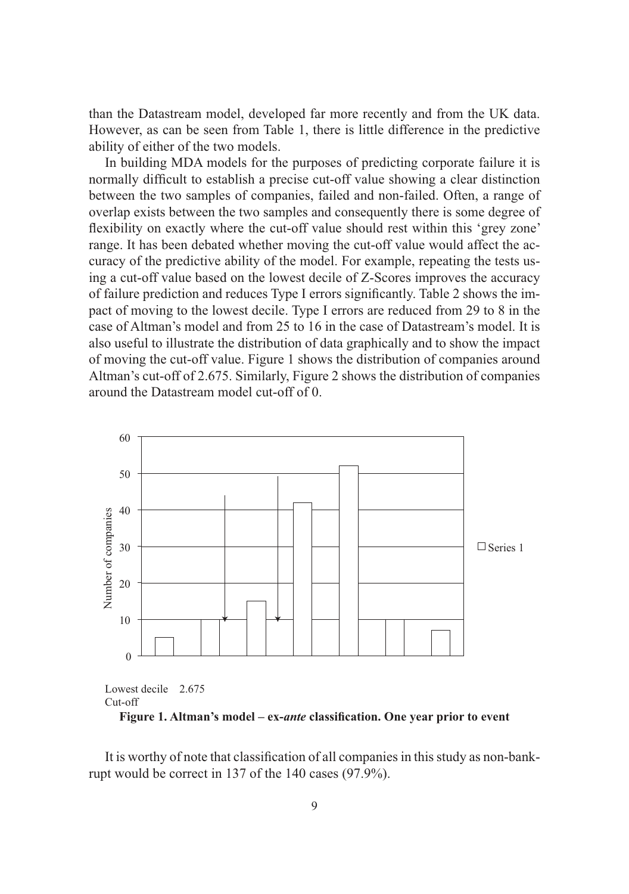than the Datastream model, developed far more recently and from the UK data. However, as can be seen from Table 1, there is little difference in the predictive ability of either of the two models.

In building MDA models for the purposes of predicting corporate failure it is normally difficult to establish a precise cut-off value showing a clear distinction between the two samples of companies, failed and non-failed. Often, a range of overlap exists between the two samples and consequently there is some degree of flexibility on exactly where the cut-off value should rest within this 'grey zone' range. It has been debated whether moving the cut-off value would affect the accuracy of the predictive ability of the model. For example, repeating the tests using a cut-off value based on the lowest decile of Z-Scores improves the accuracy of failure prediction and reduces Type I errors significantly. Table 2 shows the impact of moving to the lowest decile. Type I errors are reduced from 29 to 8 in the case of Altman's model and from 25 to 16 in the case of Datastream's model. It is also useful to illustrate the distribution of data graphically and to show the impact of moving the cut-off value. Figure 1 shows the distribution of companies around Altman's cut-off of 2.675. Similarly, Figure 2 shows the distribution of companies around the Datastream model cut-off of 0.

Lowest decile Cut-off 2.675

**Figure 1. Altman's model – ex-*ante* classification. One year prior to event**

It is worthy of note that classification of all companies in this study as non-bankrupt would be correct in 137 of the 140 cases (97.9%).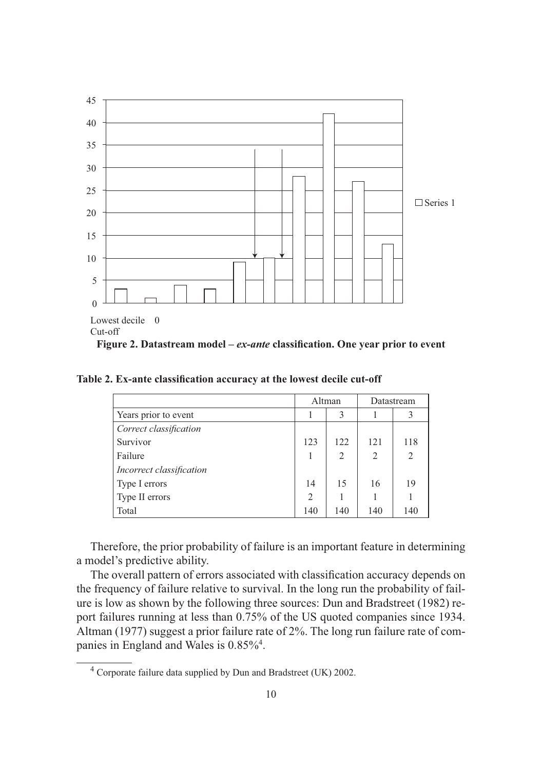**Figure 2. Datastream model – *ex-ante* classification. One year prior to event**

**Table 2. Ex-ante classification accuracy at the lowest decile cut-off**

| | Altman | | Datastream | |
|---|---|---|---|---|
| Years prior to event | 1 | 3 | 1 | 3 |
| *Correct classification* | | | | |
| Survivor | 123 | 122 | 121 | 118 |
| Failure | 1 | 2 | 2 | 2 |
| *Incorrect classification* | | | | |
| Type I errors | 14 | 15 | 16 | 19 |
| Type II errors | 2 | 1 | 1 | 1 |
| Total | 140 | 140 | 140 | 140 |

Therefore, the prior probability of failure is an important feature in determining a model's predictive ability.

The overall pattern of errors associated with classification accuracy depends on the frequency of failure relative to survival. In the long run the probability of failure is low as shown by the following three sources: Dun and Bradstreet (1982) report failures running at less than 0.75% of the US quoted companies since 1934. Altman (1977) suggest a prior failure rate of 2%. The long run failure rate of companies in England and Wales is 0.85%[4].

[4] Corporate failure data supplied by Dun and Bradstreet (UK) 2002.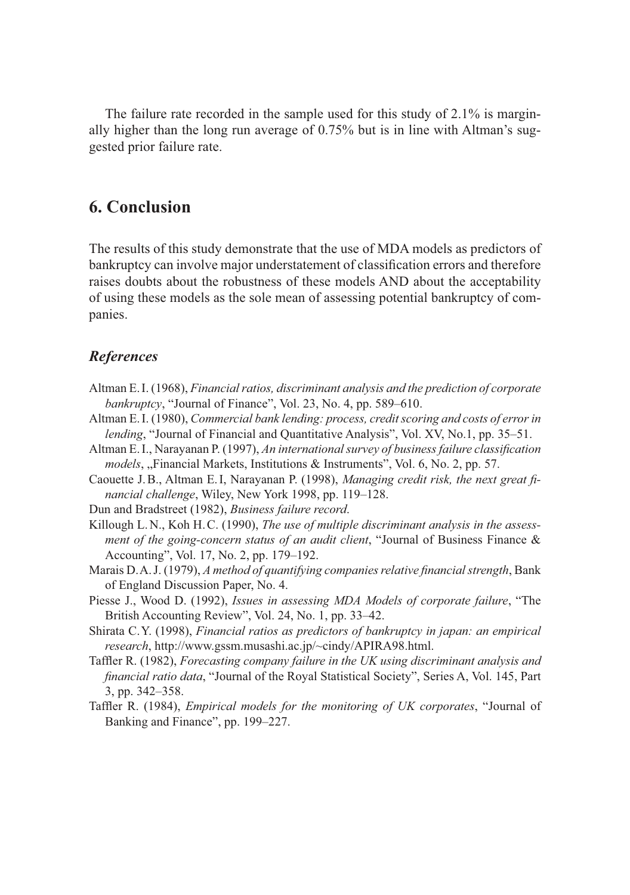The failure rate recorded in the sample used for this study of 2.1% is marginally higher than the long run average of 0.75% but is in line with Altman's suggested prior failure rate.

## 6. Conclusion

The results of this study demonstrate that the use of MDA models as predictors of bankruptcy can involve major understatement of classification errors and therefore raises doubts about the robustness of these models AND about the acceptability of using these models as the sole mean of assessing potential bankruptcy of companies.

### *References*

Altman E.I. (1968), *Financial ratios, discriminant analysis and the prediction of corporate bankruptcy*, "Journal of Finance", Vol. 23, No. 4, pp. 589–610.

Altman E.I. (1980), *Commercial bank lending: process, credit scoring and costs of error in lending*, "Journal of Financial and Quantitative Analysis", Vol. XV, No.1, pp. 35–51.

Altman E.I., Narayanan P. (1997), *An international survey of business failure classification models*, „Financial Markets, Institutions & Instruments", Vol. 6, No. 2, pp. 57.

Caouette J.B., Altman E.I, Narayanan P. (1998), *Managing credit risk, the next great financial challenge*, Wiley, New York 1998, pp. 119–128.

Dun and Bradstreet (1982), *Business failure record*.

Killough L.N., Koh H.C. (1990), *The use of multiple discriminant analysis in the assessment of the going-concern status of an audit client*, "Journal of Business Finance & Accounting", Vol. 17, No. 2, pp. 179–192.

Marais D.A.J. (1979), *A method of quantifying companies relative financial strength*, Bank of England Discussion Paper, No. 4.

Piesse J., Wood D. (1992), *Issues in assessing MDA Models of corporate failure*, "The British Accounting Review", Vol. 24, No. 1, pp. 33–42.

Shirata C.Y. (1998), *Financial ratios as predictors of bankruptcy in japan: an empirical research*, http://www.gssm.musashi.ac.jp/~cindy/APIRA98.html.

Taffler R. (1982), *Forecasting company failure in the UK using discriminant analysis and financial ratio data*, "Journal of the Royal Statistical Society", Series A, Vol. 145, Part 3, pp. 342–358.

Taffler R. (1984), *Empirical models for the monitoring of UK corporates*, "Journal of Banking and Finance", pp. 199–227.